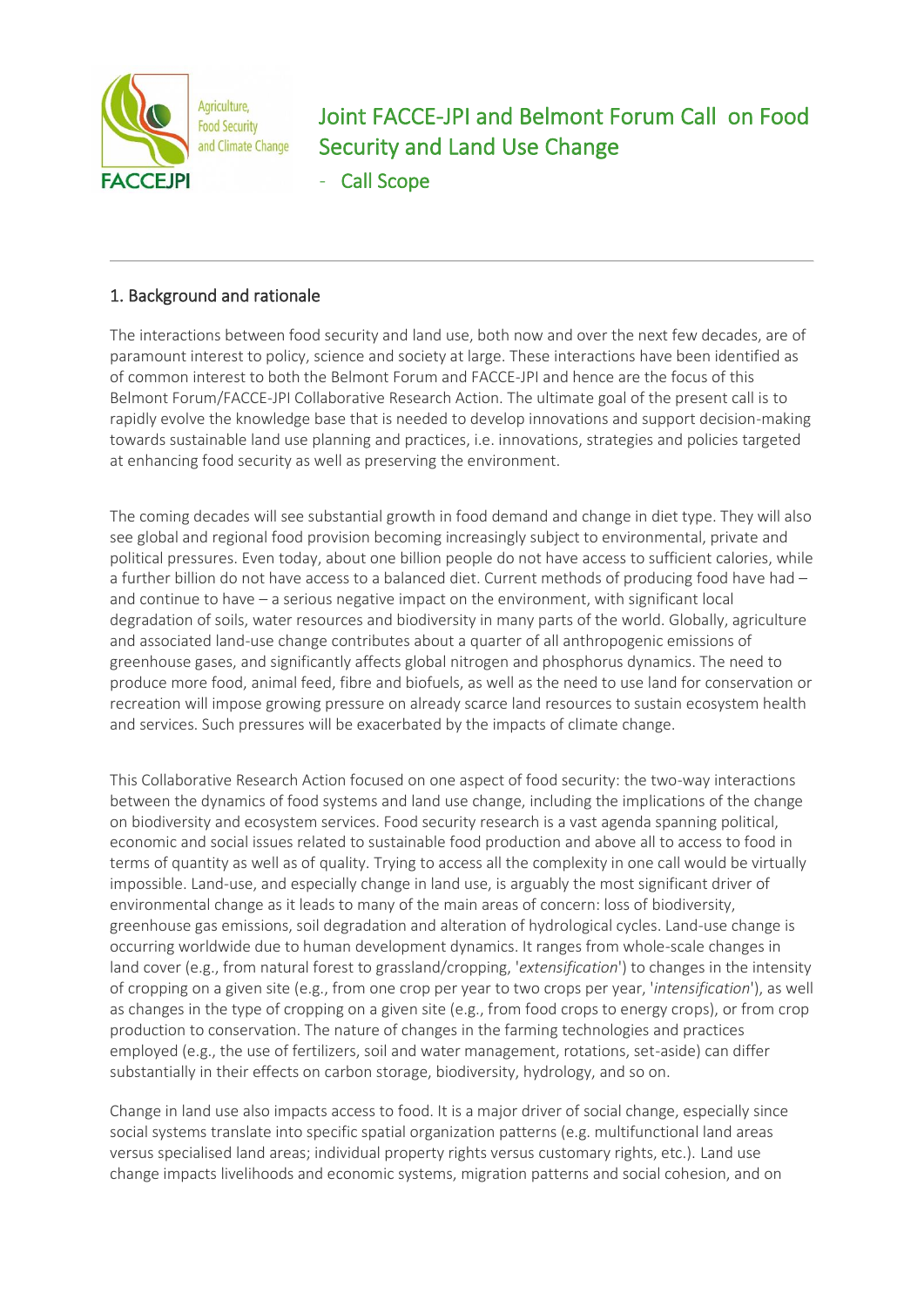# Joint FACCE-JPI and Belmont Forum Call on Food Security and Land Use Change

## - Call Scope

### 1. Background and rationale

The interactions between food security and land use, both now and over the next few decades, are of paramount interest to policy, science and society at large. These interactions have been identified as of common interest to both the Belmont Forum and FACCE-JPI and hence are the focus of this Belmont Forum/FACCE-JPI Collaborative Research Action. The ultimate goal of the present call is to rapidly evolve the knowledge base that is needed to develop innovations and support decision-making towards sustainable land use planning and practices, i.e. innovations, strategies and policies targeted at enhancing food security as well as preserving the environment.

The coming decades will see substantial growth in food demand and change in diet type. They will also see global and regional food provision becoming increasingly subject to environmental, private and political pressures. Even today, about one billion people do not have access to sufficient calories, while a further billion do not have access to a balanced diet. Current methods of producing food have had – and continue to have – a serious negative impact on the environment, with significant local degradation of soils, water resources and biodiversity in many parts of the world. Globally, agriculture and associated land-use change contributes about a quarter of all anthropogenic emissions of greenhouse gases, and significantly affects global nitrogen and phosphorus dynamics. The need to produce more food, animal feed, fibre and biofuels, as well as the need to use land for conservation or recreation will impose growing pressure on already scarce land resources to sustain ecosystem health and services. Such pressures will be exacerbated by the impacts of climate change.

This Collaborative Research Action focused on one aspect of food security: the two-way interactions between the dynamics of food systems and land use change, including the implications of the change on biodiversity and ecosystem services. Food security research is a vast agenda spanning political, economic and social issues related to sustainable food production and above all to access to food in terms of quantity as well as of quality. Trying to access all the complexity in one call would be virtually impossible. Land-use, and especially change in land use, is arguably the most significant driver of environmental change as it leads to many of the main areas of concern: loss of biodiversity, greenhouse gas emissions, soil degradation and alteration of hydrological cycles. Land-use change is occurring worldwide due to human development dynamics. It ranges from whole-scale changes in land cover (e.g., from natural forest to grassland/cropping, '*extensification*') to changes in the intensity of cropping on a given site (e.g., from one crop per year to two crops per year, '*intensification*'), as well as changes in the type of cropping on a given site (e.g., from food crops to energy crops), or from crop production to conservation. The nature of changes in the farming technologies and practices employed (e.g., the use of fertilizers, soil and water management, rotations, set-aside) can differ substantially in their effects on carbon storage, biodiversity, hydrology, and so on.

Change in land use also impacts access to food. It is a major driver of social change, especially since social systems translate into specific spatial organization patterns (e.g. multifunctional land areas versus specialised land areas; individual property rights versus customary rights, etc.). Land use change impacts livelihoods and economic systems, migration patterns and social cohesion, and on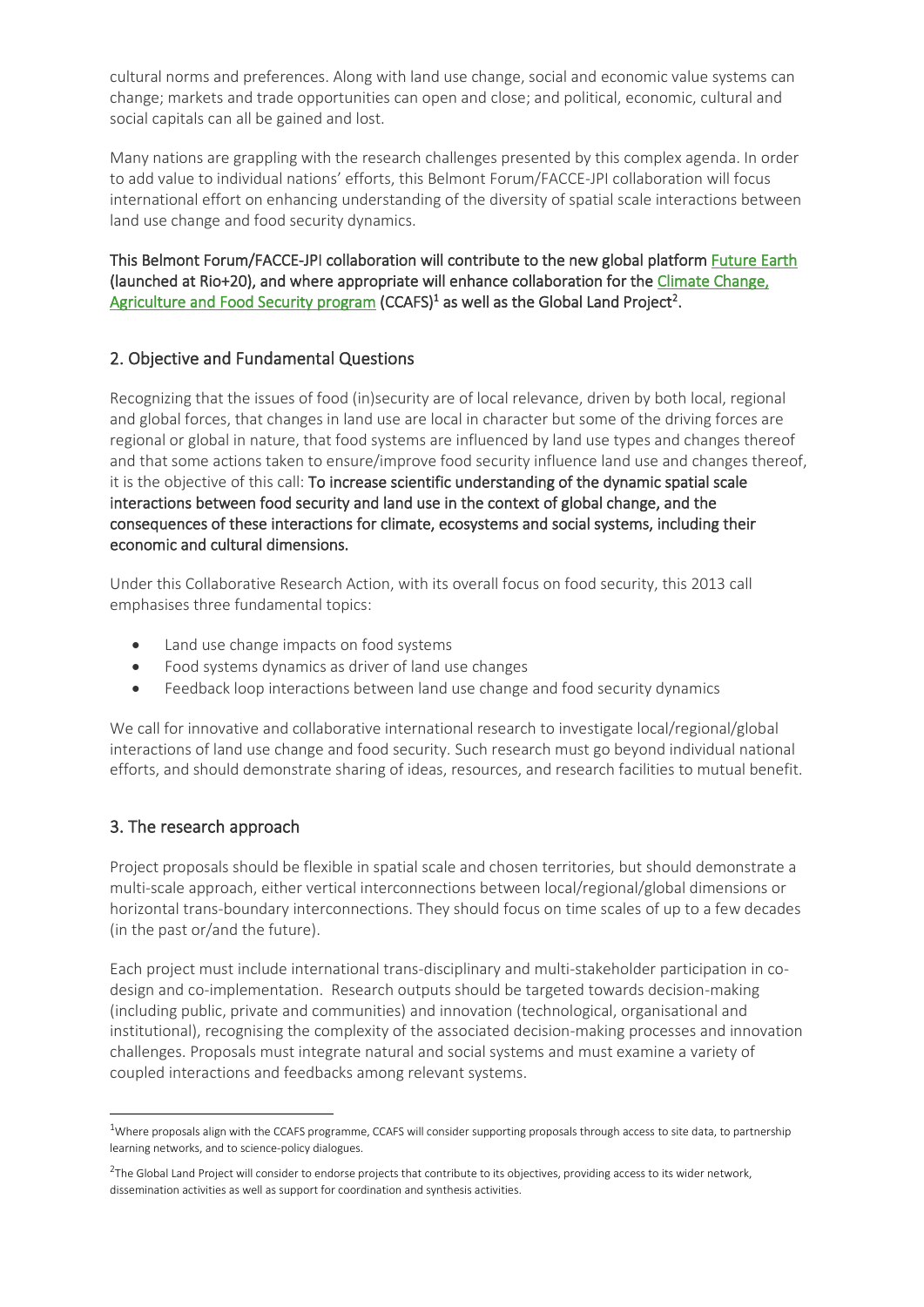cultural norms and preferences. Along with land use change, social and economic value systems can change; markets and trade opportunities can open and close; and political, economic, cultural and social capitals can all be gained and lost.

Many nations are grappling with the research challenges presented by this complex agenda. In order to add value to individual nations' efforts, this Belmont Forum/FACCE-JPI collaboration will focus international effort on enhancing understanding of the diversity of spatial scale interactions between land use change and food security dynamics.

**This Belmont Forum/FACCE-JPI collaboration will contribute to the new global platform Future Earth (launched at Rio+20), and where appropriate will enhance collaboration for the Climate Change, Agriculture and Food Security program (CCAFS)[1] as well as the Global Land Project[2].**

## 2. Objective and Fundamental Questions

Recognizing that the issues of food (in)security are of local relevance, driven by both local, regional and global forces, that changes in land use are local in character but some of the driving forces are regional or global in nature, that food systems are influenced by land use types and changes thereof and that some actions taken to ensure/improve food security influence land use and changes thereof, it is the objective of this call: **To increase scientific understanding of the dynamic spatial scale interactions between food security and land use in the context of global change, and the consequences of these interactions for climate, ecosystems and social systems, including their economic and cultural dimensions.**

Under this Collaborative Research Action, with its overall focus on food security, this 2013 call emphasises three fundamental topics:

- Land use change impacts on food systems
- Food systems dynamics as driver of land use changes
- Feedback loop interactions between land use change and food security dynamics

We call for innovative and collaborative international research to investigate local/regional/global interactions of land use change and food security. Such research must go beyond individual national efforts, and should demonstrate sharing of ideas, resources, and research facilities to mutual benefit.

## 3. The research approach

Project proposals should be flexible in spatial scale and chosen territories, but should demonstrate a multi-scale approach, either vertical interconnections between local/regional/global dimensions or horizontal trans-boundary interconnections. They should focus on time scales of up to a few decades (in the past or/and the future).

Each project must include international trans-disciplinary and multi-stakeholder participation in co-design and co-implementation. Research outputs should be targeted towards decision-making (including public, private and communities) and innovation (technological, organisational and institutional), recognising the complexity of the associated decision-making processes and innovation challenges. Proposals must integrate natural and social systems and must examine a variety of coupled interactions and feedbacks among relevant systems.

---

[1] Where proposals align with the CCAFS programme, CCAFS will consider supporting proposals through access to site data, to partnership learning networks, and to science-policy dialogues.

[2] The Global Land Project will consider to endorse projects that contribute to its objectives, providing access to its wider network, dissemination activities as well as support for coordination and synthesis activities.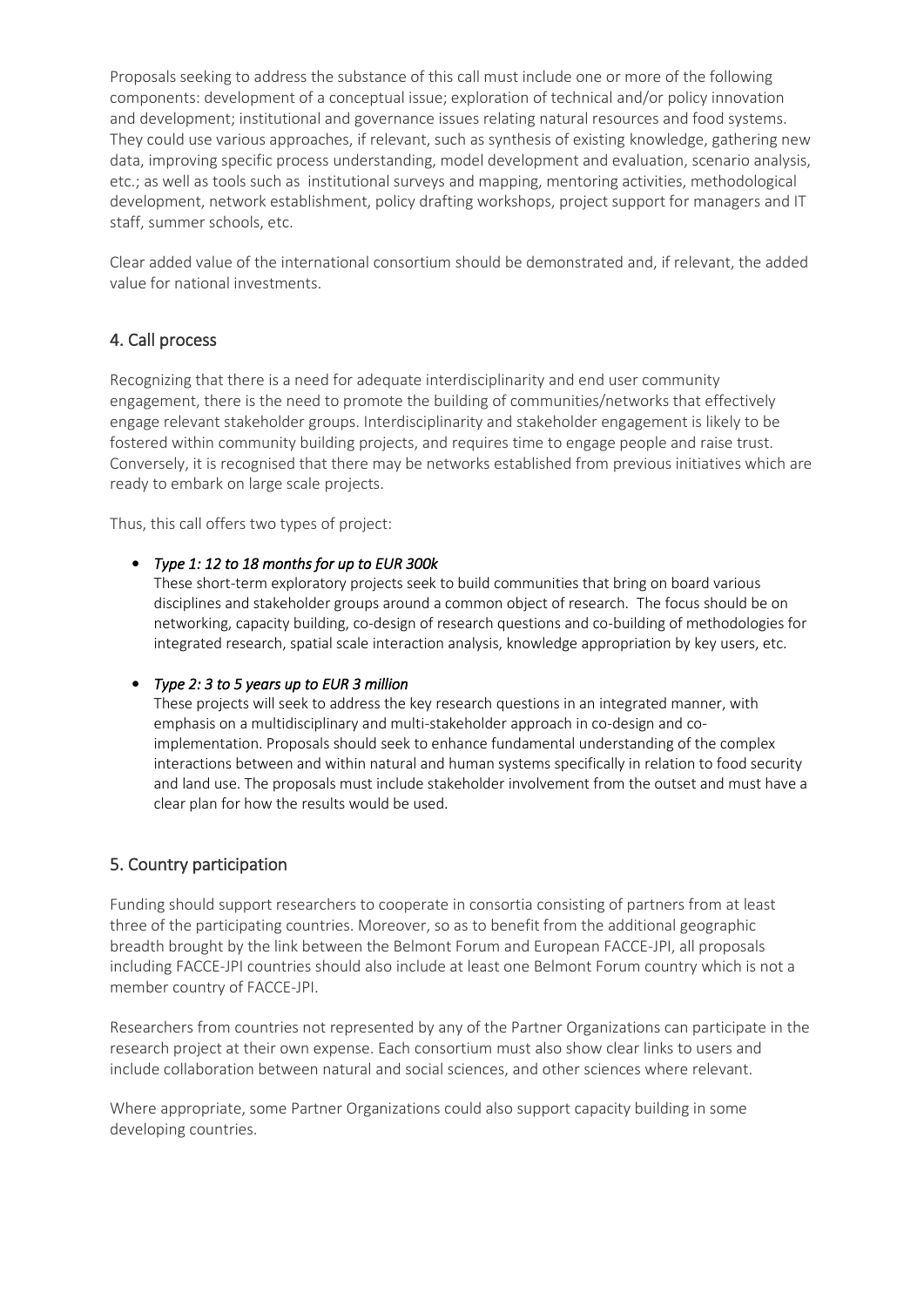Proposals seeking to address the substance of this call must include one or more of the following components: development of a conceptual issue; exploration of technical and/or policy innovation and development; institutional and governance issues relating natural resources and food systems. They could use various approaches, if relevant, such as synthesis of existing knowledge, gathering new data, improving specific process understanding, model development and evaluation, scenario analysis, etc.; as well as tools such as institutional surveys and mapping, mentoring activities, methodological development, network establishment, policy drafting workshops, project support for managers and IT staff, summer schools, etc.

Clear added value of the international consortium should be demonstrated and, if relevant, the added value for national investments.

## 4. Call process

Recognizing that there is a need for adequate interdisciplinarity and end user community engagement, there is the need to promote the building of communities/networks that effectively engage relevant stakeholder groups. Interdisciplinarity and stakeholder engagement is likely to be fostered within community building projects, and requires time to engage people and raise trust. Conversely, it is recognised that there may be networks established from previous initiatives which are ready to embark on large scale projects.

Thus, this call offers two types of project:

- *Type 1: 12 to 18 months for up to EUR 300k*
  These short-term exploratory projects seek to build communities that bring on board various disciplines and stakeholder groups around a common object of research. The focus should be on networking, capacity building, co-design of research questions and co-building of methodologies for integrated research, spatial scale interaction analysis, knowledge appropriation by key users, etc.

- *Type 2: 3 to 5 years up to EUR 3 million*
  These projects will seek to address the key research questions in an integrated manner, with emphasis on a multidisciplinary and multi-stakeholder approach in co-design and co-implementation. Proposals should seek to enhance fundamental understanding of the complex interactions between and within natural and human systems specifically in relation to food security and land use. The proposals must include stakeholder involvement from the outset and must have a clear plan for how the results would be used.

## 5. Country participation

Funding should support researchers to cooperate in consortia consisting of partners from at least three of the participating countries. Moreover, so as to benefit from the additional geographic breadth brought by the link between the Belmont Forum and European FACCE-JPI, all proposals including FACCE-JPI countries should also include at least one Belmont Forum country which is not a member country of FACCE-JPI.

Researchers from countries not represented by any of the Partner Organizations can participate in the research project at their own expense. Each consortium must also show clear links to users and include collaboration between natural and social sciences, and other sciences where relevant.

Where appropriate, some Partner Organizations could also support capacity building in some developing countries.